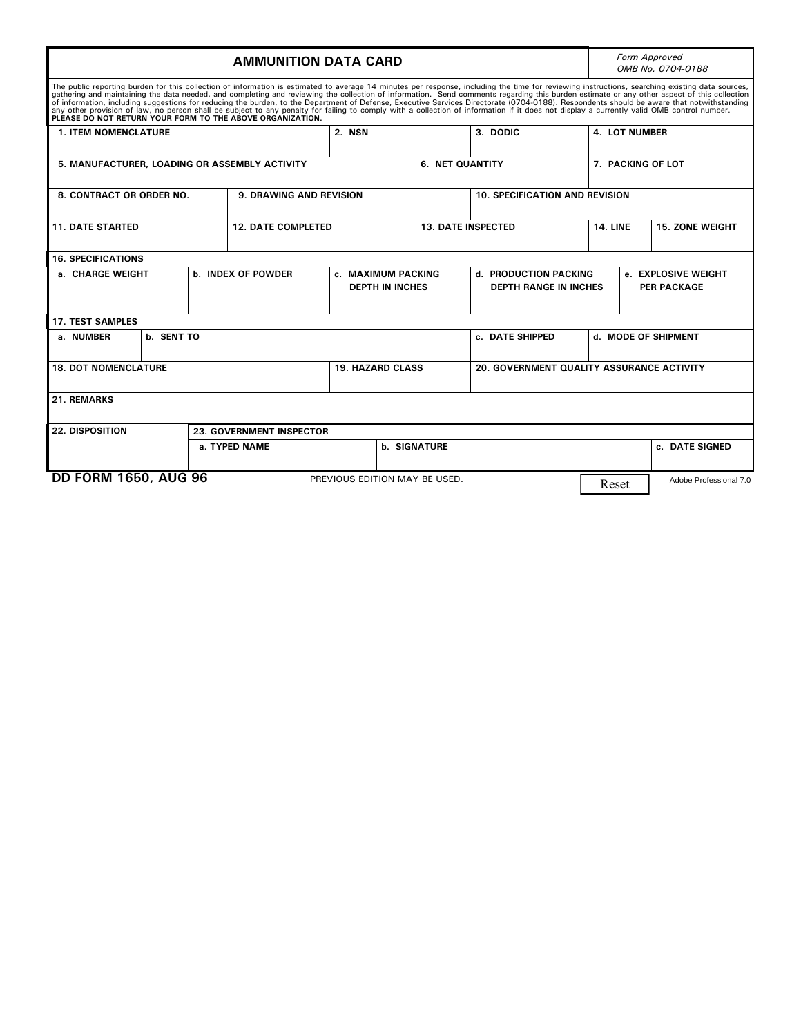# AMMUNITION DATA CARD

*Form Approved*
*OMB No. 0704-0188*

The public reporting burden for this collection of information is estimated to average 14 minutes per response, including the time for reviewing instructions, searching existing data sources, gathering and maintaining the data needed, and completing and reviewing the collection of information. Send comments regarding this burden estimate or any other aspect of this collection of information, including suggestions for reducing the burden, to the Department of Defense, Executive Services Directorate (0704-0188). Respondents should be aware that notwithstanding any other provision of law, no person shall be subject to any penalty for failing to comply with a collection of information if it does not display a currently valid OMB control number.
**PLEASE DO NOT RETURN YOUR FORM TO THE ABOVE ORGANIZATION.**

| 1. ITEM NOMENCLATURE | 2. NSN | 3. DODIC | 4. LOT NUMBER |
| --- | --- | --- | --- |
| | | | |

| 5. MANUFACTURER, LOADING OR ASSEMBLY ACTIVITY | 6. NET QUANTITY | 7. PACKING OF LOT |
| --- | --- | --- |
| | | |

| 8. CONTRACT OR ORDER NO. | 9. DRAWING AND REVISION | 10. SPECIFICATION AND REVISION |
| --- | --- | --- |
| | | |

| 11. DATE STARTED | 12. DATE COMPLETED | 13. DATE INSPECTED | 14. LINE | 15. ZONE WEIGHT |
| --- | --- | --- | --- | --- |
| | | | | |

**16. SPECIFICATIONS**

| a. CHARGE WEIGHT | b. INDEX OF POWDER | c. MAXIMUM PACKING DEPTH IN INCHES | d. PRODUCTION PACKING DEPTH RANGE IN INCHES | e. EXPLOSIVE WEIGHT PER PACKAGE |
| --- | --- | --- | --- | --- |
| | | | | |

**17. TEST SAMPLES**

| a. NUMBER | b. SENT TO | c. DATE SHIPPED | d. MODE OF SHIPMENT |
| --- | --- | --- | --- |
| | | | |

| 18. DOT NOMENCLATURE | 19. HAZARD CLASS | 20. GOVERNMENT QUALITY ASSURANCE ACTIVITY |
| --- | --- | --- |
| | | |

**21. REMARKS**

| 22. DISPOSITION | 23. GOVERNMENT INSPECTOR | | |
| --- | --- | --- | --- |
| | a. TYPED NAME | b. SIGNATURE | c. DATE SIGNED |
| | | | |

**DD FORM 1650, AUG 96** PREVIOUS EDITION MAY BE USED. Reset Adobe Professional 7.0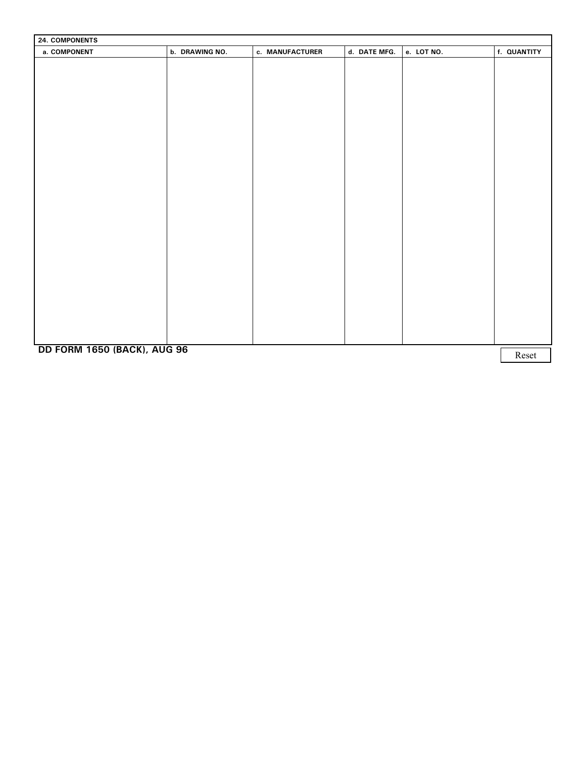## 24. COMPONENTS

| a. COMPONENT | b. DRAWING NO. | c. MANUFACTURER | d. DATE MFG. | e. LOT NO. | f. QUANTITY |
|---|---|---|---|---|---|
| | | | | | |

**DD FORM 1650 (BACK), AUG 96**

Reset